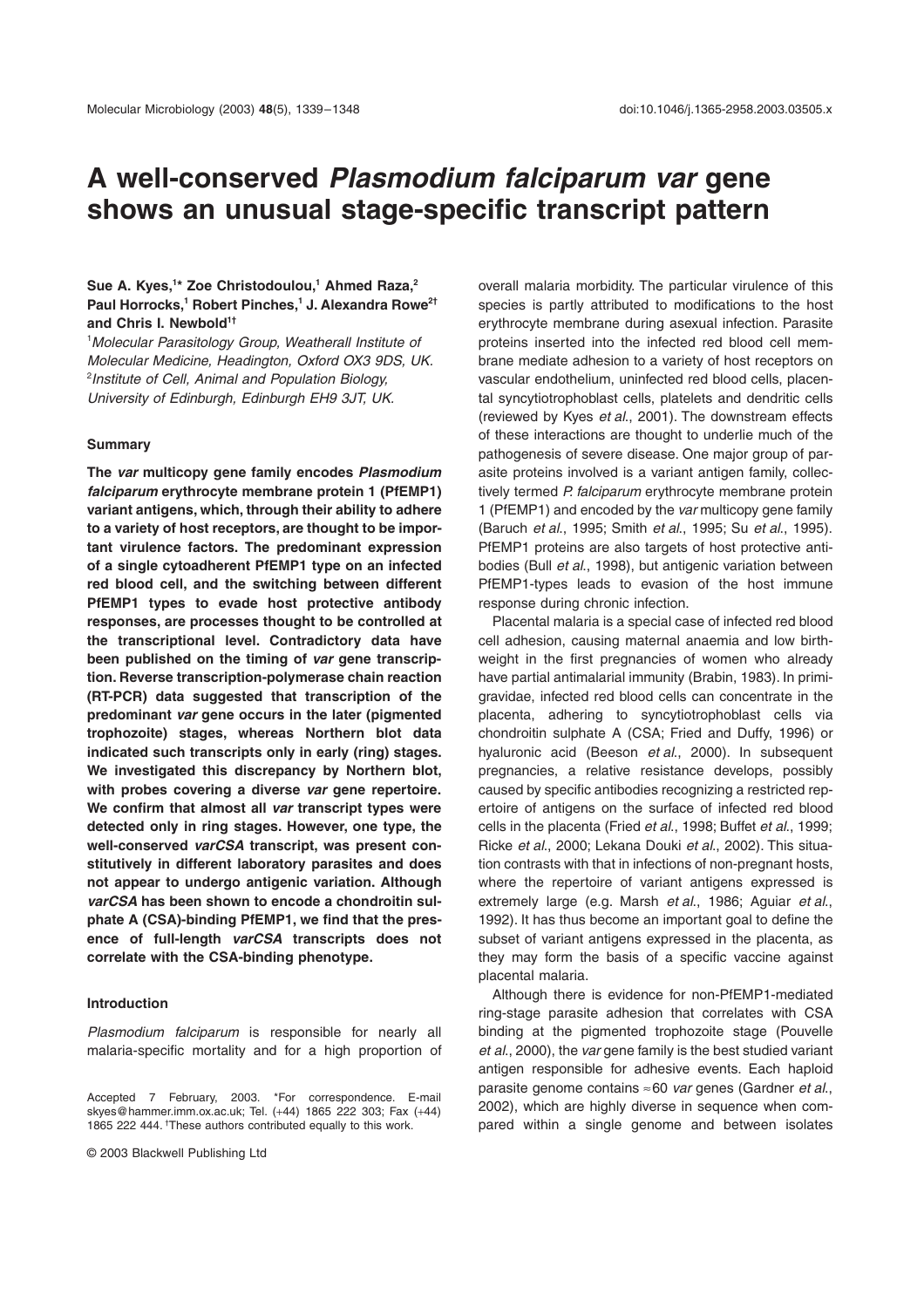# A well-conserved *Plasmodium falciparum var* gene shows an unusual stage-specific transcript pattern

**Sue A. Kyes,[1]* Zoe Christodoulou,[1] Ahmed Raza,[2] Paul Horrocks,[1] Robert Pinches,[1] J. Alexandra Rowe[2†] and Chris I. Newbold[1†]**

[1]*Molecular Parasitology Group, Weatherall Institute of Molecular Medicine, Headington, Oxford OX3 9DS, UK.*
[2]*Institute of Cell, Animal and Population Biology, University of Edinburgh, Edinburgh EH9 3JT, UK.*

### Summary

**The *var* multicopy gene family encodes *Plasmodium falciparum* erythrocyte membrane protein 1 (PfEMP1) variant antigens, which, through their ability to adhere to a variety of host receptors, are thought to be important virulence factors. The predominant expression of a single cytoadherent PfEMP1 type on an infected red blood cell, and the switching between different PfEMP1 types to evade host protective antibody responses, are processes thought to be controlled at the transcriptional level. Contradictory data have been published on the timing of *var* gene transcription. Reverse transcription-polymerase chain reaction (RT-PCR) data suggested that transcription of the predominant *var* gene occurs in the later (pigmented trophozoite) stages, whereas Northern blot data indicated such transcripts only in early (ring) stages. We investigated this discrepancy by Northern blot, with probes covering a diverse *var* gene repertoire. We confirm that almost all *var* transcript types were detected only in ring stages. However, one type, the well-conserved *varCSA* transcript, was present constitutively in different laboratory parasites and does not appear to undergo antigenic variation. Although *varCSA* has been shown to encode a chondroitin sulphate A (CSA)-binding PfEMP1, we find that the presence of full-length *varCSA* transcripts does not correlate with the CSA-binding phenotype.**

### Introduction

*Plasmodium falciparum* is responsible for nearly all malaria-specific mortality and for a high proportion of overall malaria morbidity. The particular virulence of this species is partly attributed to modifications to the host erythrocyte membrane during asexual infection. Parasite proteins inserted into the infected red blood cell membrane mediate adhesion to a variety of host receptors on vascular endothelium, uninfected red blood cells, placental syncytiotrophoblast cells, platelets and dendritic cells (reviewed by Kyes *et al.*, 2001). The downstream effects of these interactions are thought to underlie much of the pathogenesis of severe disease. One major group of parasite proteins involved is a variant antigen family, collectively termed *P. falciparum* erythrocyte membrane protein 1 (PfEMP1) and encoded by the *var* multicopy gene family (Baruch *et al.*, 1995; Smith *et al.*, 1995; Su *et al.*, 1995). PfEMP1 proteins are also targets of host protective antibodies (Bull *et al.*, 1998), but antigenic variation between PfEMP1-types leads to evasion of the host immune response during chronic infection.

Placental malaria is a special case of infected red blood cell adhesion, causing maternal anaemia and low birthweight in the first pregnancies of women who already have partial antimalarial immunity (Brabin, 1983). In primigravidae, infected red blood cells can concentrate in the placenta, adhering to syncytiotrophoblast cells via chondroitin sulphate A (CSA; Fried and Duffy, 1996) or hyaluronic acid (Beeson *et al.*, 2000). In subsequent pregnancies, a relative resistance develops, possibly caused by specific antibodies recognizing a restricted repertoire of antigens on the surface of infected red blood cells in the placenta (Fried *et al.*, 1998; Buffet *et al.*, 1999; Ricke *et al.*, 2000; Lekana Douki *et al.*, 2002). This situation contrasts with that in infections of non-pregnant hosts, where the repertoire of variant antigens expressed is extremely large (e.g. Marsh *et al.*, 1986; Aguiar *et al.*, 1992). It has thus become an important goal to define the subset of variant antigens expressed in the placenta, as they may form the basis of a specific vaccine against placental malaria.

Although there is evidence for non-PfEMP1-mediated ring-stage parasite adhesion that correlates with CSA binding at the pigmented trophozoite stage (Pouvelle *et al.*, 2000), the *var* gene family is the best studied variant antigen responsible for adhesive events. Each haploid parasite genome contains ≈60 *var* genes (Gardner *et al.*, 2002), which are highly diverse in sequence when compared within a single genome and between isolates

Accepted 7 February, 2003. *For correspondence. E-mail skyes@hammer.imm.ox.ac.uk; Tel. (+44) 1865 222 303; Fax (+44) 1865 222 444. †These authors contributed equally to this work.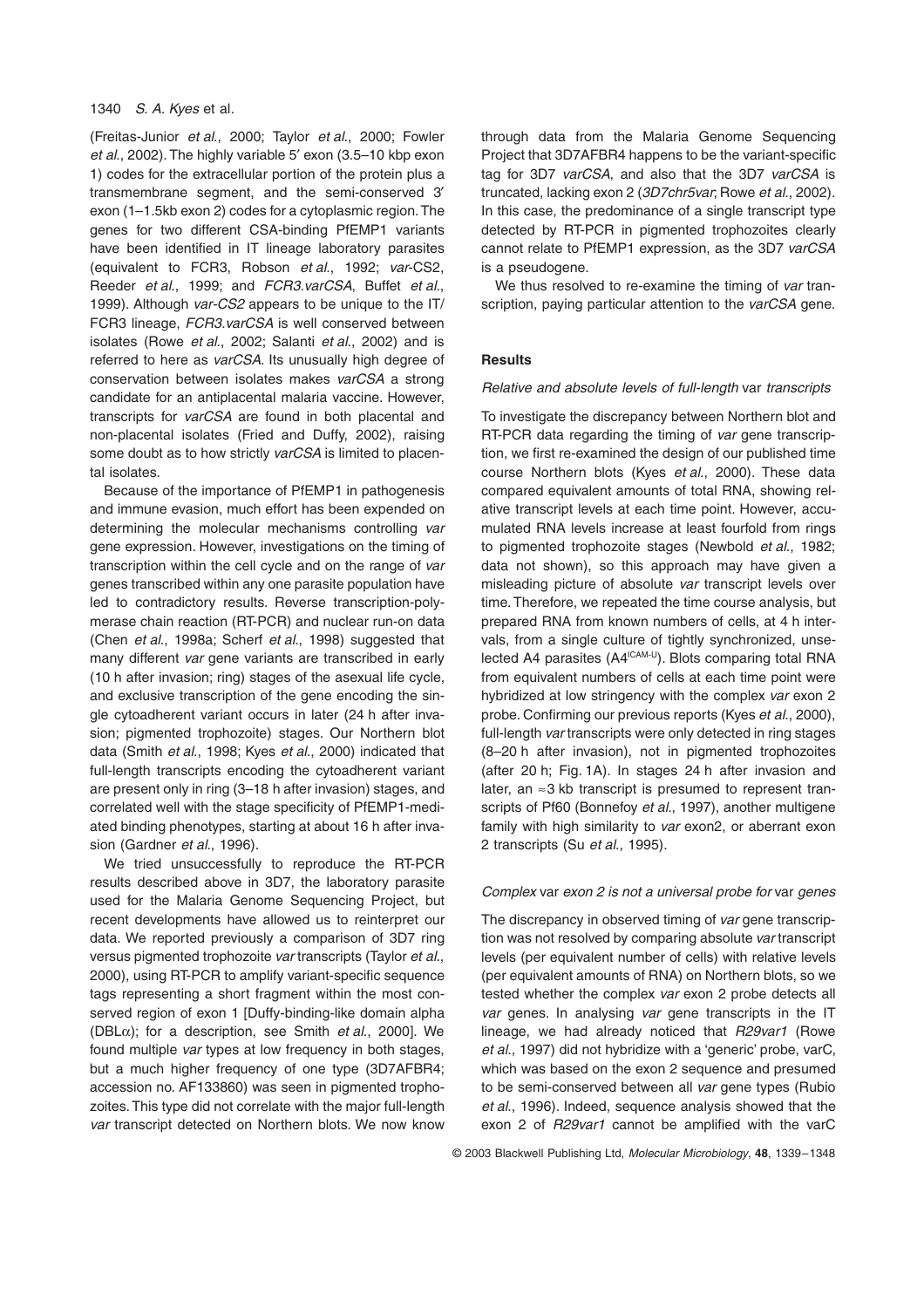(Freitas-Junior *et al*., 2000; Taylor *et al*., 2000; Fowler *et al*., 2002). The highly variable 5′ exon (3.5–10 kbp exon 1) codes for the extracellular portion of the protein plus a transmembrane segment, and the semi-conserved 3′ exon (1–1.5kb exon 2) codes for a cytoplasmic region. The genes for two different CSA-binding PfEMP1 variants have been identified in IT lineage laboratory parasites (equivalent to FCR3, Robson *et al*., 1992; *var*-CS2, Reeder *et al*., 1999; and *FCR3.varCSA*, Buffet *et al*., 1999). Although *var-CS2* appears to be unique to the IT/FCR3 lineage, *FCR3.varCSA* is well conserved between isolates (Rowe *et al*., 2002; Salanti *et al*., 2002) and is referred to here as *varCSA*. Its unusually high degree of conservation between isolates makes *varCSA* a strong candidate for an antiplacental malaria vaccine. However, transcripts for *varCSA* are found in both placental and non-placental isolates (Fried and Duffy, 2002), raising some doubt as to how strictly *varCSA* is limited to placental isolates.

Because of the importance of PfEMP1 in pathogenesis and immune evasion, much effort has been expended on determining the molecular mechanisms controlling *var* gene expression. However, investigations on the timing of transcription within the cell cycle and on the range of *var* genes transcribed within any one parasite population have led to contradictory results. Reverse transcription-polymerase chain reaction (RT-PCR) and nuclear run-on data (Chen *et al*., 1998a; Scherf *et al*., 1998) suggested that many different *var* gene variants are transcribed in early (10 h after invasion; ring) stages of the asexual life cycle, and exclusive transcription of the gene encoding the single cytoadherent variant occurs in later (24 h after invasion; pigmented trophozoite) stages. Our Northern blot data (Smith *et al*., 1998; Kyes *et al*., 2000) indicated that full-length transcripts encoding the cytoadherent variant are present only in ring (3–18 h after invasion) stages, and correlated well with the stage specificity of PfEMP1-mediated binding phenotypes, starting at about 16 h after invasion (Gardner *et al*., 1996).

We tried unsuccessfully to reproduce the RT-PCR results described above in 3D7, the laboratory parasite used for the Malaria Genome Sequencing Project, but recent developments have allowed us to reinterpret our data. We reported previously a comparison of 3D7 ring versus pigmented trophozoite *var* transcripts (Taylor *et al*., 2000), using RT-PCR to amplify variant-specific sequence tags representing a short fragment within the most conserved region of exon 1 [Duffy-binding-like domain alpha (DBLα); for a description, see Smith *et al*., 2000]. We found multiple *var* types at low frequency in both stages, but a much higher frequency of one type (3D7AFBR4; accession no. AF133860) was seen in pigmented trophozoites. This type did not correlate with the major full-length *var* transcript detected on Northern blots. We now know through data from the Malaria Genome Sequencing Project that 3D7AFBR4 happens to be the variant-specific tag for 3D7 *varCSA*, and also that the 3D7 *varCSA* is truncated, lacking exon 2 (*3D7chr5var*; Rowe *et al*., 2002). In this case, the predominance of a single transcript type detected by RT-PCR in pigmented trophozoites clearly cannot relate to PfEMP1 expression, as the 3D7 *varCSA* is a pseudogene.

We thus resolved to re-examine the timing of *var* transcription, paying particular attention to the *varCSA* gene.

## Results

### *Relative and absolute levels of full-length* var *transcripts*

To investigate the discrepancy between Northern blot and RT-PCR data regarding the timing of *var* gene transcription, we first re-examined the design of our published time course Northern blots (Kyes *et al*., 2000). These data compared equivalent amounts of total RNA, showing relative transcript levels at each time point. However, accumulated RNA levels increase at least fourfold from rings to pigmented trophozoite stages (Newbold *et al*., 1982; data not shown), so this approach may have given a misleading picture of absolute *var* transcript levels over time. Therefore, we repeated the time course analysis, but prepared RNA from known numbers of cells, at 4 h intervals, from a single culture of tightly synchronized, unselected A4 parasites (A4[ICAM-U]). Blots comparing total RNA from equivalent numbers of cells at each time point were hybridized at low stringency with the complex *var* exon 2 probe. Confirming our previous reports (Kyes *et al*., 2000), full-length *var* transcripts were only detected in ring stages (8–20 h after invasion), not in pigmented trophozoites (after 20 h; Fig. 1A). In stages 24 h after invasion and later, an ≈3 kb transcript is presumed to represent transcripts of Pf60 (Bonnefoy *et al*., 1997), another multigene family with high similarity to *var* exon2, or aberrant exon 2 transcripts (Su *et al*., 1995).

### *Complex* var *exon 2 is not a universal probe for* var *genes*

The discrepancy in observed timing of *var* gene transcription was not resolved by comparing absolute *var* transcript levels (per equivalent number of cells) with relative levels (per equivalent amounts of RNA) on Northern blots, so we tested whether the complex *var* exon 2 probe detects all *var* genes. In analysing *var* gene transcripts in the IT lineage, we had already noticed that *R29var1* (Rowe *et al*., 1997) did not hybridize with a 'generic' probe, varC, which was based on the exon 2 sequence and presumed to be semi-conserved between all *var* gene types (Rubio *et al*., 1996). Indeed, sequence analysis showed that the exon 2 of *R29var1* cannot be amplified with the varC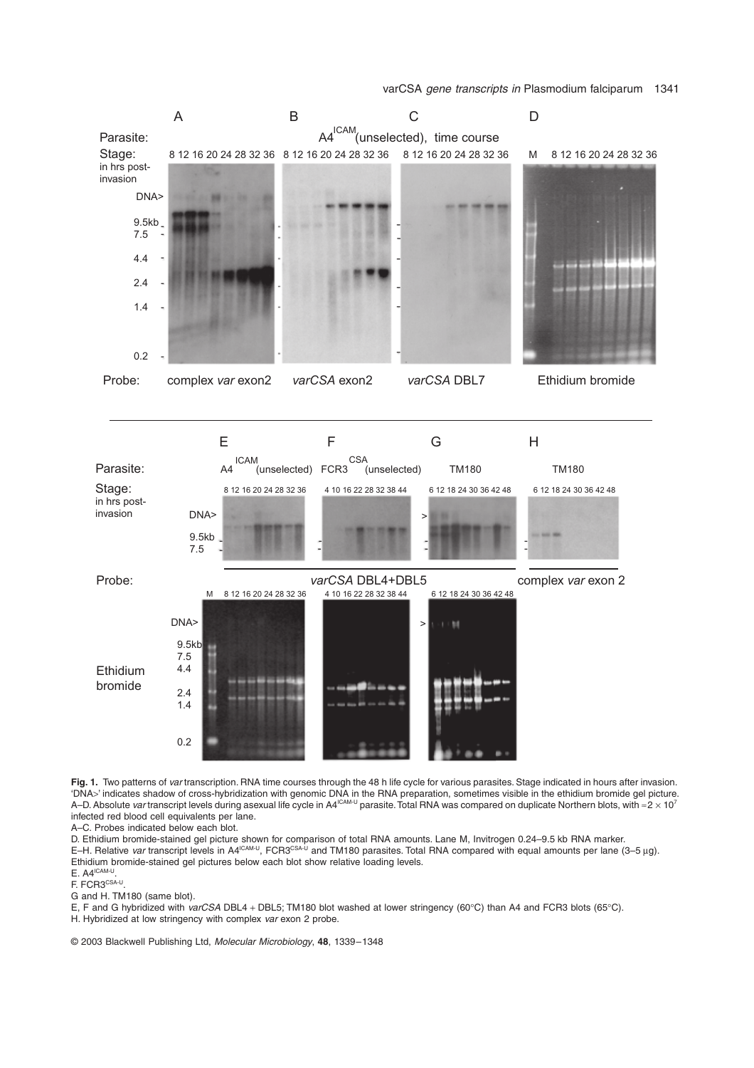**Fig. 1.** Two patterns of *var* transcription. RNA time courses through the 48 h life cycle for various parasites. Stage indicated in hours after invasion. 'DNA>' indicates shadow of cross-hybridization with genomic DNA in the RNA preparation, sometimes visible in the ethidium bromide gel picture. A–D. Absolute *var* transcript levels during asexual life cycle in A4[ICAM-U] parasite. Total RNA was compared on duplicate Northern blots, with $\approx 2 \times 10^7$ infected red blood cell equivalents per lane.

A–C. Probes indicated below each blot.

D. Ethidium bromide-stained gel picture shown for comparison of total RNA amounts. Lane M, Invitrogen 0.24–9.5 kb RNA marker.

E–H. Relative *var* transcript levels in A4[ICAM-U], FCR3[CSA-U] and TM180 parasites. Total RNA compared with equal amounts per lane (3–5 µg). Ethidium bromide-stained gel pictures below each blot show relative loading levels.

E. A4[ICAM-U].

F. FCR3[CSA-U].

G and H. TM180 (same blot).

E, F and G hybridized with *varCSA* DBL4 + DBL5; TM180 blot washed at lower stringency (60°C) than A4 and FCR3 blots (65°C).

H. Hybridized at low stringency with complex *var* exon 2 probe.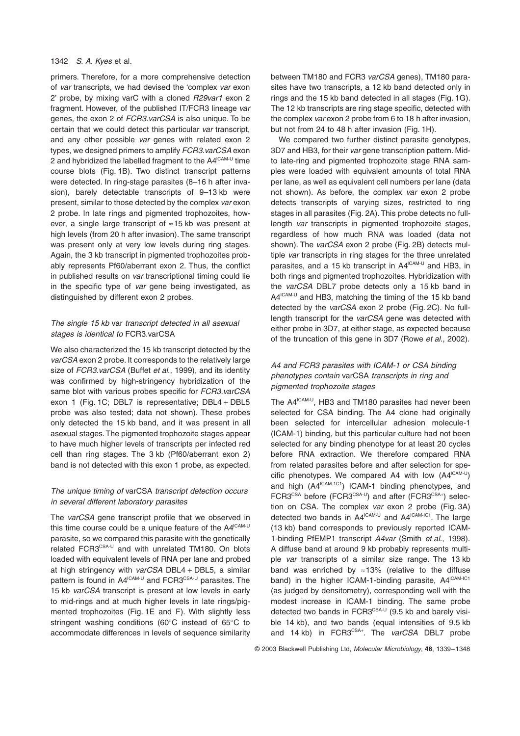primers. Therefore, for a more comprehensive detection of *var* transcripts, we had devised the 'complex *var* exon 2' probe, by mixing varC with a cloned *R29var1* exon 2 fragment. However, of the published IT/FCR3 lineage *var* genes, the exon 2 of *FCR3.varCSA* is also unique. To be certain that we could detect this particular *var* transcript, and any other possible *var* genes with related exon 2 types, we designed primers to amplify *FCR3.varCSA* exon 2 and hybridized the labelled fragment to the A4[ICAM-U] time course blots (Fig. 1B). Two distinct transcript patterns were detected. In ring-stage parasites (8–16 h after invasion), barely detectable transcripts of 9–13 kb were present, similar to those detected by the complex *var* exon 2 probe. In late rings and pigmented trophozoites, however, a single large transcript of ≈15 kb was present at high levels (from 20 h after invasion). The same transcript was present only at very low levels during ring stages. Again, the 3 kb transcript in pigmented trophozoites probably represents Pf60/aberrant exon 2. Thus, the conflict in published results on *var* transcriptional timing could lie in the specific type of *var* gene being investigated, as distinguished by different exon 2 probes.

### *The single 15 kb* var *transcript detected in all asexual stages is identical to* FCR3.varCSA

We also characterized the 15 kb transcript detected by the *varCSA* exon 2 probe. It corresponds to the relatively large size of *FCR3.varCSA* (Buffet *et al.*, 1999), and its identity was confirmed by high-stringency hybridization of the same blot with various probes specific for *FCR3.varCSA* exon 1 (Fig. 1C; DBL7 is representative; DBL4 + DBL5 probe was also tested; data not shown). These probes only detected the 15 kb band, and it was present in all asexual stages. The pigmented trophozoite stages appear to have much higher levels of transcripts per infected red cell than ring stages. The 3 kb (Pf60/aberrant exon 2) band is not detected with this exon 1 probe, as expected.

### *The unique timing of* varCSA *transcript detection occurs in several different laboratory parasites*

The *varCSA* gene transcript profile that we observed in this time course could be a unique feature of the A4[ICAM-U] parasite, so we compared this parasite with the genetically related FCR3[CSA-U] and with unrelated TM180. On blots loaded with equivalent levels of RNA per lane and probed at high stringency with *varCSA* DBL4 + DBL5, a similar pattern is found in A4[ICAM-U] and FCR3[CSA-U] parasites. The 15 kb *varCSA* transcript is present at low levels in early to mid-rings and at much higher levels in late rings/pigmented trophozoites (Fig. 1E and F). With slightly less stringent washing conditions (60°C instead of 65°C to accommodate differences in levels of sequence similarity between TM180 and FCR3 *varCSA* genes), TM180 parasites have two transcripts, a 12 kb band detected only in rings and the 15 kb band detected in all stages (Fig. 1G). The 12 kb transcripts are ring stage specific, detected with the complex *var* exon 2 probe from 6 to 18 h after invasion, but not from 24 to 48 h after invasion (Fig. 1H).

We compared two further distinct parasite genotypes, 3D7 and HB3, for their *var* gene transcription pattern. Mid- to late-ring and pigmented trophozoite stage RNA samples were loaded with equivalent amounts of total RNA per lane, as well as equivalent cell numbers per lane (data not shown). As before, the complex *var* exon 2 probe detects transcripts of varying sizes, restricted to ring stages in all parasites (Fig. 2A). This probe detects no full-length *var* transcripts in pigmented trophozoite stages, regardless of how much RNA was loaded (data not shown). The *varCSA* exon 2 probe (Fig. 2B) detects multiple *var* transcripts in ring stages for the three unrelated parasites, and a 15 kb transcript in A4[ICAM-U] and HB3, in both rings and pigmented trophozoites. Hybridization with the *varCSA* DBL7 probe detects only a 15 kb band in A4[ICAM-U] and HB3, matching the timing of the 15 kb band detected by the *varCSA* exon 2 probe (Fig. 2C). No full-length transcript for the *varCSA* gene was detected with either probe in 3D7, at either stage, as expected because of the truncation of this gene in 3D7 (Rowe *et al.*, 2002).

### *A4 and FCR3 parasites with ICAM-1 or CSA binding phenotypes contain* varCSA *transcripts in ring and pigmented trophozoite stages*

The A4[ICAM-U], HB3 and TM180 parasites had never been selected for CSA binding. The A4 clone had originally been selected for intercellular adhesion molecule-1 (ICAM-1) binding, but this particular culture had not been selected for any binding phenotype for at least 20 cycles before RNA extraction. We therefore compared RNA from related parasites before and after selection for specific phenotypes. We compared A4 with low (A4[ICAM-U]) and high (A4[ICAM-1C1]) ICAM-1 binding phenotypes, and FCR3[CSA] before (FCR3[CSA-U]) and after (FCR3[CSA+]) selection on CSA. The complex *var* exon 2 probe (Fig. 3A) detected two bands in A4[ICAM-U] and A4[ICAM-IC1]. The large (13 kb) band corresponds to previously reported ICAM-1-binding PfEMP1 transcript *A4var* (Smith *et al.*, 1998). A diffuse band at around 9 kb probably represents multiple *var* transcripts of a similar size range. The 13 kb band was enriched by ≈13% (relative to the diffuse band) in the higher ICAM-1-binding parasite, A4[ICAM-IC1] (as judged by densitometry), corresponding well with the modest increase in ICAM-1 binding. The same probe detected two bands in FCR3[CSA-U] (9.5 kb and barely visible 14 kb), and two bands (equal intensities of 9.5 kb and 14 kb) in FCR3[CSA+]. The *varCSA* DBL7 probe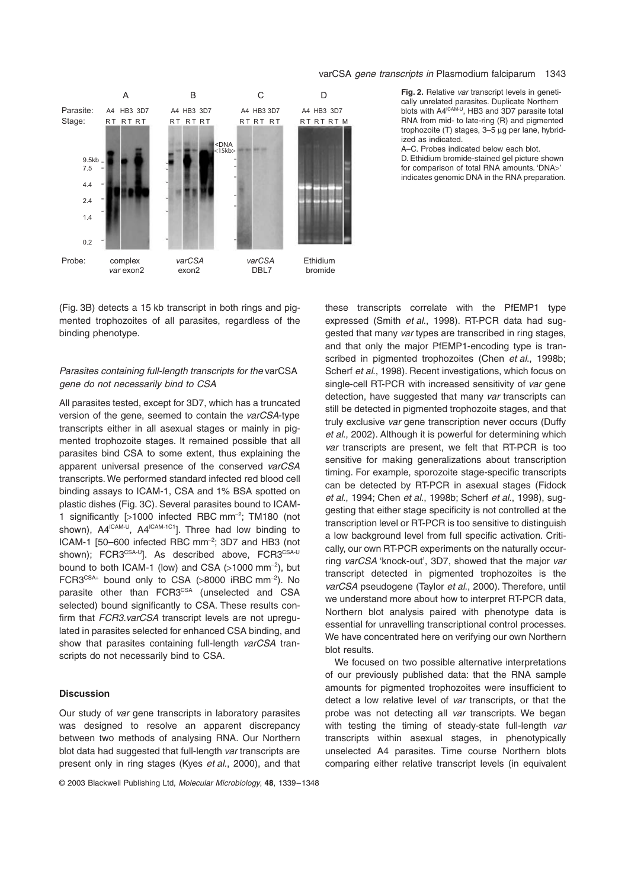**Fig. 2.** Relative *var* transcript levels in genetically unrelated parasites. Duplicate Northern blots with A4[ICAM-U], HB3 and 3D7 parasite total RNA from mid- to late-ring (R) and pigmented trophozoite (T) stages, 3–5 µg per lane, hybridized as indicated.
A–C. Probes indicated below each blot.
D. Ethidium bromide-stained gel picture shown for comparison of total RNA amounts. 'DNA>' indicates genomic DNA in the RNA preparation.

(Fig. 3B) detects a 15 kb transcript in both rings and pigmented trophozoites of all parasites, regardless of the binding phenotype.

### *Parasites containing full-length transcripts for the* varCSA *gene do not necessarily bind to CSA*

All parasites tested, except for 3D7, which has a truncated version of the gene, seemed to contain the *varCSA*-type transcripts either in all asexual stages or mainly in pigmented trophozoite stages. It remained possible that all parasites bind CSA to some extent, thus explaining the apparent universal presence of the conserved *varCSA* transcripts. We performed standard infected red blood cell binding assays to ICAM-1, CSA and 1% BSA spotted on plastic dishes (Fig. 3C). Several parasites bound to ICAM-1 significantly [>1000 infected RBC mm$^{-2}$; TM180 (not shown), A4[ICAM-U], A4[ICAM-1C1]]. Three had low binding to ICAM-1 [50–600 infected RBC mm$^{-2}$; 3D7 and HB3 (not shown); FCR3[CSA-U]]. As described above, FCR3[CSA-U] bound to both ICAM-1 (low) and CSA (>1000 mm$^{-2}$), but FCR3[CSA+] bound only to CSA (>8000 iRBC mm$^{-2}$). No parasite other than FCR3[CSA] (unselected and CSA selected) bound significantly to CSA. These results confirm that *FCR3.varCSA* transcript levels are not upregulated in parasites selected for enhanced CSA binding, and show that parasites containing full-length *varCSA* transcripts do not necessarily bind to CSA.

## Discussion

Our study of *var* gene transcripts in laboratory parasites was designed to resolve an apparent discrepancy between two methods of analysing RNA. Our Northern blot data had suggested that full-length *var* transcripts are present only in ring stages (Kyes *et al*., 2000), and that these transcripts correlate with the PfEMP1 type expressed (Smith *et al*., 1998). RT-PCR data had suggested that many *var* types are transcribed in ring stages, and that only the major PfEMP1-encoding type is transcribed in pigmented trophozoites (Chen *et al*., 1998b; Scherf *et al*., 1998). Recent investigations, which focus on single-cell RT-PCR with increased sensitivity of *var* gene detection, have suggested that many *var* transcripts can still be detected in pigmented trophozoite stages, and that truly exclusive *var* gene transcription never occurs (Duffy *et al*., 2002). Although it is powerful for determining which *var* transcripts are present, we felt that RT-PCR is too sensitive for making generalizations about transcription timing. For example, sporozoite stage-specific transcripts can be detected by RT-PCR in asexual stages (Fidock *et al*., 1994; Chen *et al*., 1998b; Scherf *et al*., 1998), suggesting that either stage specificity is not controlled at the transcription level or RT-PCR is too sensitive to distinguish a low background level from full specific activation. Critically, our own RT-PCR experiments on the naturally occurring *varCSA* 'knock-out', 3D7, showed that the major *var* transcript detected in pigmented trophozoites is the *varCSA* pseudogene (Taylor *et al*., 2000). Therefore, until we understand more about how to interpret RT-PCR data, Northern blot analysis paired with phenotype data is essential for unravelling transcriptional control processes. We have concentrated here on verifying our own Northern blot results.

We focused on two possible alternative interpretations of our previously published data: that the RNA sample amounts for pigmented trophozoites were insufficient to detect a low relative level of *var* transcripts, or that the probe was not detecting all *var* transcripts. We began with testing the timing of steady-state full-length *var* transcripts within asexual stages, in phenotypically unselected A4 parasites. Time course Northern blots comparing either relative transcript levels (in equivalent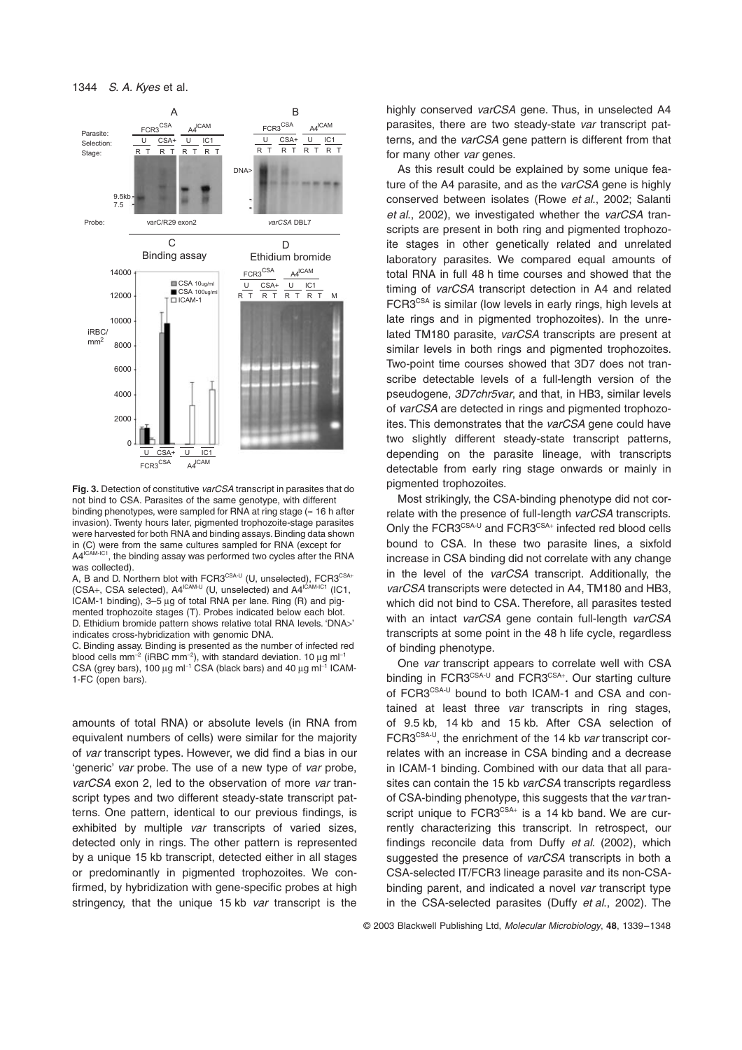**Fig. 3.** Detection of constitutive *varCSA* transcript in parasites that do not bind to CSA. Parasites of the same genotype, with different binding phenotypes, were sampled for RNA at ring stage (≈ 16 h after invasion). Twenty hours later, pigmented trophozoite-stage parasites were harvested for both RNA and binding assays. Binding data shown in (C) were from the same cultures sampled for RNA (except for A4[ICAM-IC1], the binding assay was performed two cycles after the RNA was collected).

A, B and D. Northern blot with FCR3[CSA-U] (U, unselected), FCR3[CSA+] (CSA+, CSA selected), A4[ICAM-U] (U, unselected) and A4[ICAM-IC1] (IC1, ICAM-1 binding), 3–5 µg of total RNA per lane. Ring (R) and pigmented trophozoite stages (T). Probes indicated below each blot.

D. Ethidium bromide pattern shows relative total RNA levels. 'DNA>' indicates cross-hybridization with genomic DNA.

C. Binding assay. Binding is presented as the number of infected red blood cells mm$^{-2}$ (iRBC mm$^{-2}$), with standard deviation. 10 µg ml$^{-1}$ CSA (grey bars), 100 µg ml$^{-1}$ CSA (black bars) and 40 µg ml$^{-1}$ ICAM-1-FC (open bars).

amounts of total RNA) or absolute levels (in RNA from equivalent numbers of cells) were similar for the majority of *var* transcript types. However, we did find a bias in our 'generic' *var* probe. The use of a new type of *var* probe, *varCSA* exon 2, led to the observation of more *var* transcript types and two different steady-state transcript patterns. One pattern, identical to our previous findings, is exhibited by multiple *var* transcripts of varied sizes, detected only in rings. The other pattern is represented by a unique 15 kb transcript, detected either in all stages or predominantly in pigmented trophozoites. We confirmed, by hybridization with gene-specific probes at high stringency, that the unique 15 kb *var* transcript is the highly conserved *varCSA* gene. Thus, in unselected A4 parasites, there are two steady-state *var* transcript patterns, and the *varCSA* gene pattern is different from that for many other *var* genes.

As this result could be explained by some unique feature of the A4 parasite, and as the *varCSA* gene is highly conserved between isolates (Rowe *et al*., 2002; Salanti *et al*., 2002), we investigated whether the *varCSA* transcripts are present in both ring and pigmented trophozoite stages in other genetically related and unrelated laboratory parasites. We compared equal amounts of total RNA in full 48 h time courses and showed that the timing of *varCSA* transcript detection in A4 and related FCR3[CSA] is similar (low levels in early rings, high levels at late rings and in pigmented trophozoites). In the unrelated TM180 parasite, *varCSA* transcripts are present at similar levels in both rings and pigmented trophozoites. Two-point time courses showed that 3D7 does not transcribe detectable levels of a full-length version of the pseudogene, *3D7chr5var*, and that, in HB3, similar levels of *varCSA* are detected in rings and pigmented trophozoites. This demonstrates that the *varCSA* gene could have two slightly different steady-state transcript patterns, depending on the parasite lineage, with transcripts detectable from early ring stage onwards or mainly in pigmented trophozoites.

Most strikingly, the CSA-binding phenotype did not correlate with the presence of full-length *varCSA* transcripts. Only the FCR3[CSA-U] and FCR3[CSA+] infected red blood cells bound to CSA. In these two parasite lines, a sixfold increase in CSA binding did not correlate with any change in the level of the *varCSA* transcript. Additionally, the *varCSA* transcripts were detected in A4, TM180 and HB3, which did not bind to CSA. Therefore, all parasites tested with an intact *varCSA* gene contain full-length *varCSA* transcripts at some point in the 48 h life cycle, regardless of binding phenotype.

One *var* transcript appears to correlate well with CSA binding in FCR3[CSA-U] and FCR3[CSA+]. Our starting culture of FCR3[CSA-U] bound to both ICAM-1 and CSA and contained at least three *var* transcripts in ring stages, of 9.5 kb, 14 kb and 15 kb. After CSA selection of FCR3[CSA-U], the enrichment of the 14 kb *var* transcript correlates with an increase in CSA binding and a decrease in ICAM-1 binding. Combined with our data that all parasites can contain the 15 kb *varCSA* transcripts regardless of CSA-binding phenotype, this suggests that the *var* transcript unique to FCR3[CSA+] is a 14 kb band. We are currently characterizing this transcript. In retrospect, our findings reconcile data from Duffy *et al*. (2002), which suggested the presence of *varCSA* transcripts in both a CSA-selected IT/FCR3 lineage parasite and its non-CSA-binding parent, and indicated a novel *var* transcript type in the CSA-selected parasites (Duffy *et al*., 2002). The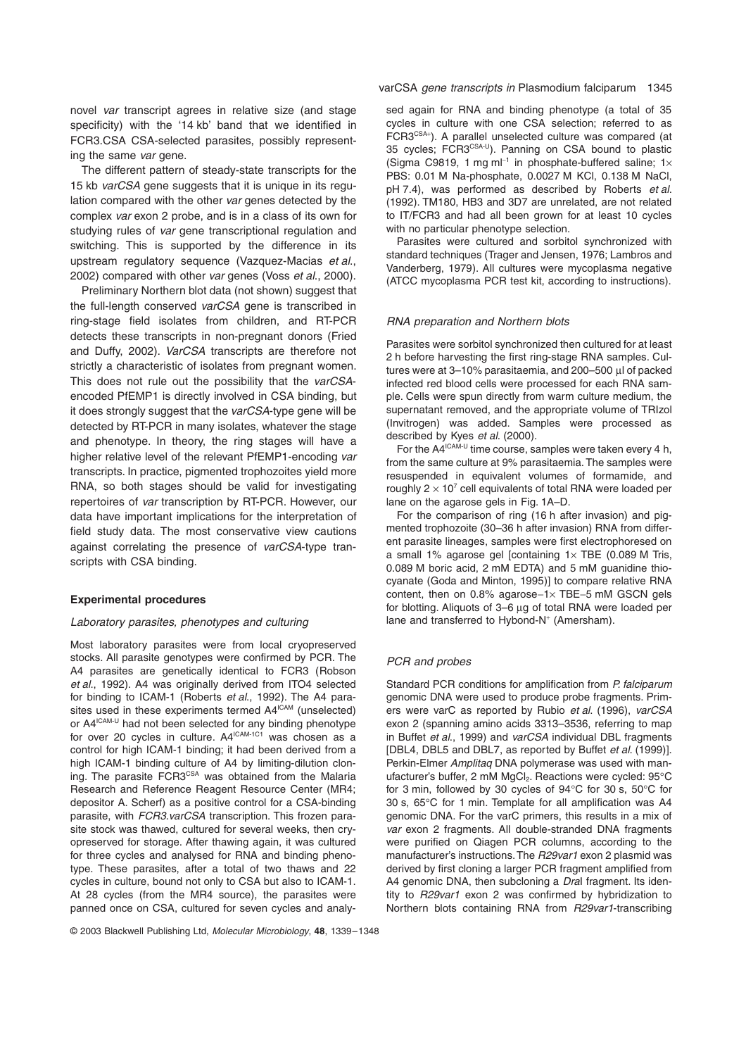novel *var* transcript agrees in relative size (and stage specificity) with the '14 kb' band that we identified in FCR3.CSA CSA-selected parasites, possibly representing the same *var* gene.

The different pattern of steady-state transcripts for the 15 kb *varCSA* gene suggests that it is unique in its regulation compared with the other *var* genes detected by the complex *var* exon 2 probe, and is in a class of its own for studying rules of *var* gene transcriptional regulation and switching. This is supported by the difference in its upstream regulatory sequence (Vazquez-Macias *et al*., 2002) compared with other *var* genes (Voss *et al*., 2000).

Preliminary Northern blot data (not shown) suggest that the full-length conserved *varCSA* gene is transcribed in ring-stage field isolates from children, and RT-PCR detects these transcripts in non-pregnant donors (Fried and Duffy, 2002). *VarCSA* transcripts are therefore not strictly a characteristic of isolates from pregnant women. This does not rule out the possibility that the *varCSA*-encoded PfEMP1 is directly involved in CSA binding, but it does strongly suggest that the *varCSA*-type gene will be detected by RT-PCR in many isolates, whatever the stage and phenotype. In theory, the ring stages will have a higher relative level of the relevant PfEMP1-encoding *var* transcripts. In practice, pigmented trophozoites yield more RNA, so both stages should be valid for investigating repertoires of *var* transcription by RT-PCR. However, our data have important implications for the interpretation of field study data. The most conservative view cautions against correlating the presence of *varCSA*-type transcripts with CSA binding.

## Experimental procedures

### *Laboratory parasites, phenotypes and culturing*

Most laboratory parasites were from local cryopreserved stocks. All parasite genotypes were confirmed by PCR. The A4 parasites are genetically identical to FCR3 (Robson *et al*., 1992). A4 was originally derived from ITO4 selected for binding to ICAM-1 (Roberts *et al*., 1992). The A4 parasites used in these experiments termed $A4^{ICAM}$ (unselected) or $A4^{ICAM\text{-}U}$ had not been selected for any binding phenotype for over 20 cycles in culture. $A4^{ICAM\text{-}1C1}$ was chosen as a control for high ICAM-1 binding; it had been derived from a high ICAM-1 binding culture of A4 by limiting-dilution cloning. The parasite $FCR3^{CSA}$ was obtained from the Malaria Research and Reference Reagent Resource Center (MR4; depositor A. Scherf) as a positive control for a CSA-binding parasite, with *FCR3.varCSA* transcription. This frozen parasite stock was thawed, cultured for several weeks, then cryopreserved for storage. After thawing again, it was cultured for three cycles and analysed for RNA and binding phenotype. These parasites, after a total of two thaws and 22 cycles in culture, bound not only to CSA but also to ICAM-1. At 28 cycles (from the MR4 source), the parasites were panned once on CSA, cultured for seven cycles and analysed again for RNA and binding phenotype (a total of 35 cycles in culture with one CSA selection; referred to as $FCR3^{CSA+}$). A parallel unselected culture was compared (at 35 cycles; $FCR3^{CSA\text{-}U}$). Panning on CSA bound to plastic (Sigma C9819, 1 mg $ml^{-1}$ in phosphate-buffered saline; 1× PBS: 0.01 M Na-phosphate, 0.0027 M KCl, 0.138 M NaCl, pH 7.4), was performed as described by Roberts *et al*. (1992). TM180, HB3 and 3D7 are unrelated, are not related to IT/FCR3 and had all been grown for at least 10 cycles with no particular phenotype selection.

Parasites were cultured and sorbitol synchronized with standard techniques (Trager and Jensen, 1976; Lambros and Vanderberg, 1979). All cultures were mycoplasma negative (ATCC mycoplasma PCR test kit, according to instructions).

### *RNA preparation and Northern blots*

Parasites were sorbitol synchronized then cultured for at least 2 h before harvesting the first ring-stage RNA samples. Cultures were at 3–10% parasitaemia, and 200–500 μl of packed infected red blood cells were processed for each RNA sample. Cells were spun directly from warm culture medium, the supernatant removed, and the appropriate volume of TRIzol (Invitrogen) was added. Samples were processed as described by Kyes *et al*. (2000).

For the $A4^{ICAM\text{-}U}$ time course, samples were taken every 4 h, from the same culture at 9% parasitaemia. The samples were resuspended in equivalent volumes of formamide, and roughly $2 \times 10^7$ cell equivalents of total RNA were loaded per lane on the agarose gels in Fig. 1A–D.

For the comparison of ring (16 h after invasion) and pigmented trophozoite (30–36 h after invasion) RNA from different parasite lineages, samples were first electrophoresed on a small 1% agarose gel [containing 1× TBE (0.089 M Tris, 0.089 M boric acid, 2 mM EDTA) and 5 mM guanidine thiocyanate (Goda and Minton, 1995)] to compare relative RNA content, then on 0.8% agarose–1× TBE–5 mM GSCN gels for blotting. Aliquots of 3–6 μg of total RNA were loaded per lane and transferred to Hybond-$N^+$ (Amersham).

### *PCR and probes*

Standard PCR conditions for amplification from *P. falciparum* genomic DNA were used to produce probe fragments. Primers were varC as reported by Rubio *et al*. (1996), *varCSA* exon 2 (spanning amino acids 3313–3536, referring to map in Buffet *et al*., 1999) and *varCSA* individual DBL fragments [DBL4, DBL5 and DBL7, as reported by Buffet *et al*. (1999)]. Perkin-Elmer *Amplitaq* DNA polymerase was used with manufacturer's buffer, 2 mM $MgCl_2$. Reactions were cycled: 95°C for 3 min, followed by 30 cycles of 94°C for 30 s, 50°C for 30 s, 65°C for 1 min. Template for all amplification was A4 genomic DNA. For the varC primers, this results in a mix of *var* exon 2 fragments. All double-stranded DNA fragments were purified on Qiagen PCR columns, according to the manufacturer's instructions. The *R29var1* exon 2 plasmid was derived by first cloning a larger PCR fragment amplified from A4 genomic DNA, then subcloning a *Dra*I fragment. Its identity to *R29var1* exon 2 was confirmed by hybridization to Northern blots containing RNA from *R29var1*-transcribing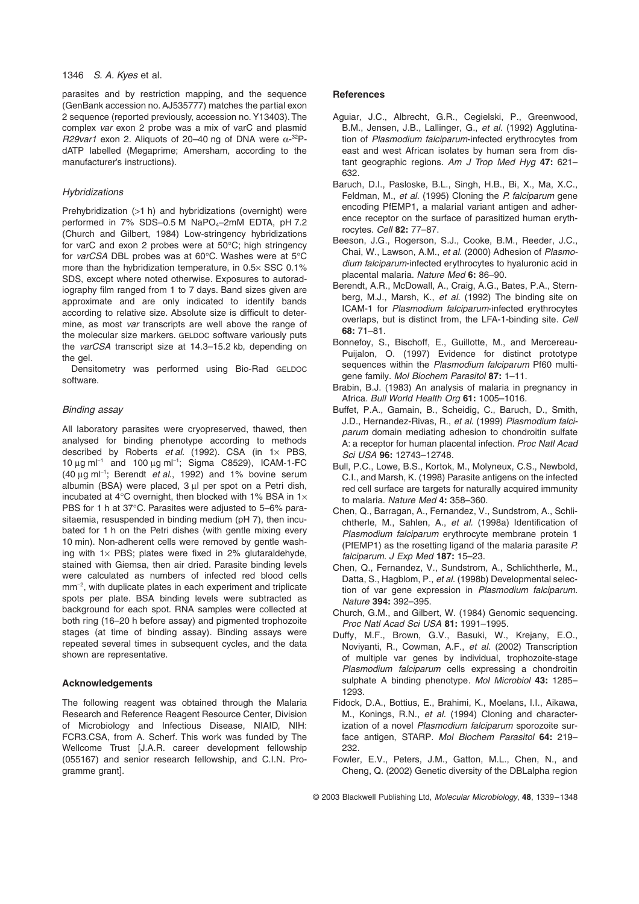parasites and by restriction mapping, and the sequence (GenBank accession no. AJ535777) matches the partial exon 2 sequence (reported previously, accession no. Y13403). The complex *var* exon 2 probe was a mix of varC and plasmid *R29var1* exon 2. Aliquots of 20–40 ng of DNA were $\alpha$-$^{32}$P-dATP labelled (Megaprime; Amersham, according to the manufacturer's instructions).

### *Hybridizations*

Prehybridization (>1 h) and hybridizations (overnight) were performed in 7% SDS–0.5 M $NaPO_4$–2mM EDTA, pH 7.2 (Church and Gilbert, 1984) Low-stringency hybridizations for varC and exon 2 probes were at 50°C; high stringency for *varCSA* DBL probes was at 60°C. Washes were at 5°C more than the hybridization temperature, in 0.5× SSC 0.1% SDS, except where noted otherwise. Exposures to autoradiography film ranged from 1 to 7 days. Band sizes given are approximate and are only indicated to identify bands according to relative size. Absolute size is difficult to determine, as most *var* transcripts are well above the range of the molecular size markers. GELDOC software variously puts the *varCSA* transcript size at 14.3–15.2 kb, depending on the gel.

Densitometry was performed using Bio-Rad GELDOC software.

### *Binding assay*

All laboratory parasites were cryopreserved, thawed, then analysed for binding phenotype according to methods described by Roberts *et al.* (1992). CSA (in 1× PBS, 10 μg $ml^{-1}$ and 100 μg $ml^{-1}$; Sigma C8529), ICAM-1-FC (40 μg $ml^{-1}$; Berendt *et al.*, 1992) and 1% bovine serum albumin (BSA) were placed, 3 μl per spot on a Petri dish, incubated at 4°C overnight, then blocked with 1% BSA in 1× PBS for 1 h at 37°C. Parasites were adjusted to 5–6% parasitaemia, resuspended in binding medium (pH 7), then incubated for 1 h on the Petri dishes (with gentle mixing every 10 min). Non-adherent cells were removed by gentle washing with 1× PBS; plates were fixed in 2% glutaraldehyde, stained with Giemsa, then air dried. Parasite binding levels were calculated as numbers of infected red blood cells $mm^{-2}$, with duplicate plates in each experiment and triplicate spots per plate. BSA binding levels were subtracted as background for each spot. RNA samples were collected at both ring (16–20 h before assay) and pigmented trophozoite stages (at time of binding assay). Binding assays were repeated several times in subsequent cycles, and the data shown are representative.

## Acknowledgements

The following reagent was obtained through the Malaria Research and Reference Reagent Resource Center, Division of Microbiology and Infectious Disease, NIAID, NIH: FCR3.CSA, from A. Scherf. This work was funded by The Wellcome Trust [J.A.R. career development fellowship (055167) and senior research fellowship, and C.I.N. Programme grant].

## References

Aguiar, J.C., Albrecht, G.R., Cegielski, P., Greenwood, B.M., Jensen, J.B., Lallinger, G., *et al.* (1992) Agglutination of *Plasmodium falciparum*-infected erythrocytes from east and west African isolates by human sera from distant geographic regions. *Am J Trop Med Hyg* **47:** 621–632.

Baruch, D.I., Pasloske, B.L., Singh, H.B., Bi, X., Ma, X.C., Feldman, M., *et al.* (1995) Cloning the *P. falciparum* gene encoding PfEMP1, a malarial variant antigen and adherence receptor on the surface of parasitized human erythrocytes. *Cell* **82:** 77–87.

Beeson, J.G., Rogerson, S.J., Cooke, B.M., Reeder, J.C., Chai, W., Lawson, A.M., *et al.* (2000) Adhesion of *Plasmodium falciparum*-infected erythrocytes to hyaluronic acid in placental malaria. *Nature Med* **6:** 86–90.

Berendt, A.R., McDowall, A., Craig, A.G., Bates, P.A., Sternberg, M.J., Marsh, K., *et al.* (1992) The binding site on ICAM-1 for *Plasmodium falciparum*-infected erythrocytes overlaps, but is distinct from, the LFA-1-binding site. *Cell* **68:** 71–81.

Bonnefoy, S., Bischoff, E., Guillotte, M., and Mercereau-Puijalon, O. (1997) Evidence for distinct prototype sequences within the *Plasmodium falciparum* Pf60 multigene family. *Mol Biochem Parasitol* **87:** 1–11.

Brabin, B.J. (1983) An analysis of malaria in pregnancy in Africa. *Bull World Health Org* **61:** 1005–1016.

Buffet, P.A., Gamain, B., Scheidig, C., Baruch, D., Smith, J.D., Hernandez-Rivas, R., *et al.* (1999) *Plasmodium falciparum* domain mediating adhesion to chondroitin sulfate A: a receptor for human placental infection. *Proc Natl Acad Sci USA* **96:** 12743–12748.

Bull, P.C., Lowe, B.S., Kortok, M., Molyneux, C.S., Newbold, C.I., and Marsh, K. (1998) Parasite antigens on the infected red cell surface are targets for naturally acquired immunity to malaria. *Nature Med* **4:** 358–360.

Chen, Q., Barragan, A., Fernandez, V., Sundstrom, A., Schlichtherle, M., Sahlen, A., *et al.* (1998a) Identification of *Plasmodium falciparum* erythrocyte membrane protein 1 (PfEMP1) as the rosetting ligand of the malaria parasite *P. falciparum*. *J Exp Med* **187:** 15–23.

Chen, Q., Fernandez, V., Sundstrom, A., Schlichtherle, M., Datta, S., Hagblom, P., *et al.* (1998b) Developmental selection of var gene expression in *Plasmodium falciparum*. *Nature* **394:** 392–395.

Church, G.M., and Gilbert, W. (1984) Genomic sequencing. *Proc Natl Acad Sci USA* **81:** 1991–1995.

Duffy, M.F., Brown, G.V., Basuki, W., Krejany, E.O., Noviyanti, R., Cowman, A.F., *et al.* (2002) Transcription of multiple var genes by individual, trophozoite-stage *Plasmodium falciparum* cells expressing a chondroitin sulphate A binding phenotype. *Mol Microbiol* **43:** 1285–1293.

Fidock, D.A., Bottius, E., Brahimi, K., Moelans, I.I., Aikawa, M., Konings, R.N., *et al.* (1994) Cloning and characterization of a novel *Plasmodium falciparum* sporozoite surface antigen, STARP. *Mol Biochem Parasitol* **64:** 219–232.

Fowler, E.V., Peters, J.M., Gatton, M.L., Chen, N., and Cheng, Q. (2002) Genetic diversity of the DBLalpha region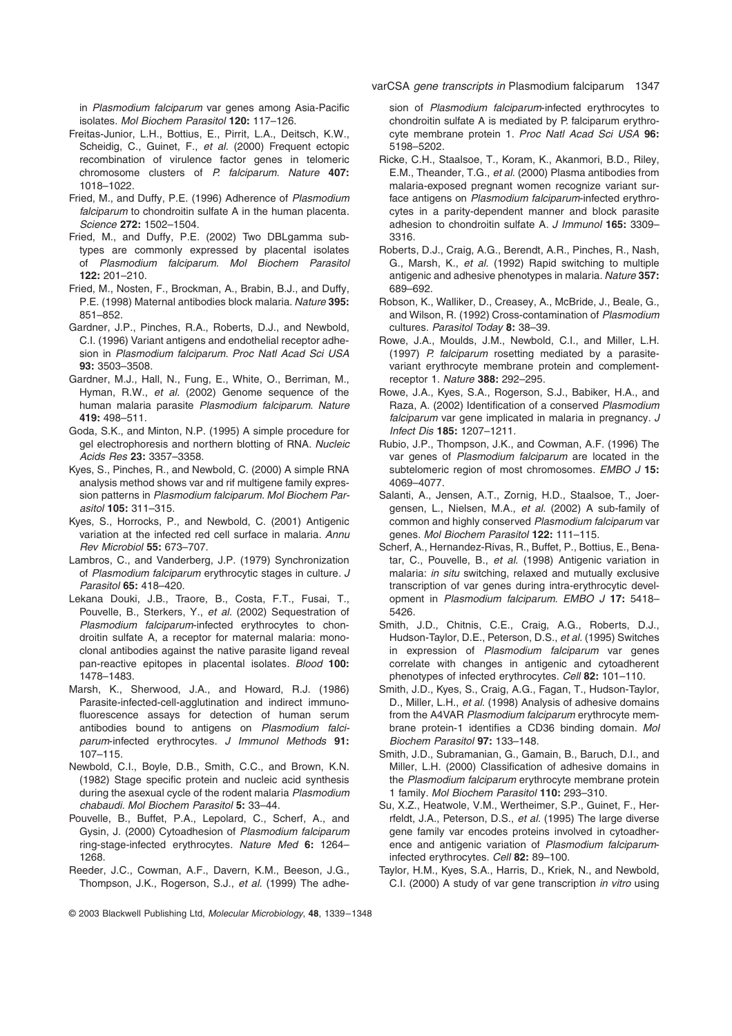in *Plasmodium falciparum* var genes among Asia-Pacific isolates. *Mol Biochem Parasitol* **120:** 117–126.

Freitas-Junior, L.H., Bottius, E., Pirrit, L.A., Deitsch, K.W., Scheidig, C., Guinet, F., *et al.* (2000) Frequent ectopic recombination of virulence factor genes in telomeric chromosome clusters of *P. falciparum*. *Nature* **407:** 1018–1022.

Fried, M., and Duffy, P.E. (1996) Adherence of *Plasmodium falciparum* to chondroitin sulfate A in the human placenta. *Science* **272:** 1502–1504.

Fried, M., and Duffy, P.E. (2002) Two DBLgamma subtypes are commonly expressed by placental isolates of *Plasmodium falciparum*. *Mol Biochem Parasitol* **122:** 201–210.

Fried, M., Nosten, F., Brockman, A., Brabin, B.J., and Duffy, P.E. (1998) Maternal antibodies block malaria. *Nature* **395:** 851–852.

Gardner, J.P., Pinches, R.A., Roberts, D.J., and Newbold, C.I. (1996) Variant antigens and endothelial receptor adhesion in *Plasmodium falciparum*. *Proc Natl Acad Sci USA* **93:** 3503–3508.

Gardner, M.J., Hall, N., Fung, E., White, O., Berriman, M., Hyman, R.W., *et al.* (2002) Genome sequence of the human malaria parasite *Plasmodium falciparum*. *Nature* **419:** 498–511.

Goda, S.K., and Minton, N.P. (1995) A simple procedure for gel electrophoresis and northern blotting of RNA. *Nucleic Acids Res* **23:** 3357–3358.

Kyes, S., Pinches, R., and Newbold, C. (2000) A simple RNA analysis method shows var and rif multigene family expression patterns in *Plasmodium falciparum*. *Mol Biochem Parasitol* **105:** 311–315.

Kyes, S., Horrocks, P., and Newbold, C. (2001) Antigenic variation at the infected red cell surface in malaria. *Annu Rev Microbiol* **55:** 673–707.

Lambros, C., and Vanderberg, J.P. (1979) Synchronization of *Plasmodium falciparum* erythrocytic stages in culture. *J Parasitol* **65:** 418–420.

Lekana Douki, J.B., Traore, B., Costa, F.T., Fusai, T., Pouvelle, B., Sterkers, Y., *et al.* (2002) Sequestration of *Plasmodium falciparum*-infected erythrocytes to chondroitin sulfate A, a receptor for maternal malaria: monoclonal antibodies against the native parasite ligand reveal pan-reactive epitopes in placental isolates. *Blood* **100:** 1478–1483.

Marsh, K., Sherwood, J.A., and Howard, R.J. (1986) Parasite-infected-cell-agglutination and indirect immunofluorescence assays for detection of human serum antibodies bound to antigens on *Plasmodium falciparum*-infected erythrocytes. *J Immunol Methods* **91:** 107–115.

Newbold, C.I., Boyle, D.B., Smith, C.C., and Brown, K.N. (1982) Stage specific protein and nucleic acid synthesis during the asexual cycle of the rodent malaria *Plasmodium chabaudi*. *Mol Biochem Parasitol* **5:** 33–44.

Pouvelle, B., Buffet, P.A., Lepolard, C., Scherf, A., and Gysin, J. (2000) Cytoadhesion of *Plasmodium falciparum* ring-stage-infected erythrocytes. *Nature Med* **6:** 1264–1268.

Reeder, J.C., Cowman, A.F., Davern, K.M., Beeson, J.G., Thompson, J.K., Rogerson, S.J., *et al.* (1999) The adhesion of *Plasmodium falciparum*-infected erythrocytes to chondroitin sulfate A is mediated by P. falciparum erythrocyte membrane protein 1. *Proc Natl Acad Sci USA* **96:** 5198–5202.

Ricke, C.H., Staalsoe, T., Koram, K., Akanmori, B.D., Riley, E.M., Theander, T.G., *et al.* (2000) Plasma antibodies from malaria-exposed pregnant women recognize variant surface antigens on *Plasmodium falciparum*-infected erythrocytes in a parity-dependent manner and block parasite adhesion to chondroitin sulfate A. *J Immunol* **165:** 3309–3316.

Roberts, D.J., Craig, A.G., Berendt, A.R., Pinches, R., Nash, G., Marsh, K., *et al.* (1992) Rapid switching to multiple antigenic and adhesive phenotypes in malaria. *Nature* **357:** 689–692.

Robson, K., Walliker, D., Creasey, A., McBride, J., Beale, G., and Wilson, R. (1992) Cross-contamination of *Plasmodium* cultures. *Parasitol Today* **8:** 38–39.

Rowe, J.A., Moulds, J.M., Newbold, C.I., and Miller, L.H. (1997) *P. falciparum* rosetting mediated by a parasite-variant erythrocyte membrane protein and complement-receptor 1. *Nature* **388:** 292–295.

Rowe, J.A., Kyes, S.A., Rogerson, S.J., Babiker, H.A., and Raza, A. (2002) Identification of a conserved *Plasmodium falciparum* var gene implicated in malaria in pregnancy. *J Infect Dis* **185:** 1207–1211.

Rubio, J.P., Thompson, J.K., and Cowman, A.F. (1996) The var genes of *Plasmodium falciparum* are located in the subtelomeric region of most chromosomes. *EMBO J* **15:** 4069–4077.

Salanti, A., Jensen, A.T., Zornig, H.D., Staalsoe, T., Joergensen, L., Nielsen, M.A., *et al.* (2002) A sub-family of common and highly conserved *Plasmodium falciparum* var genes. *Mol Biochem Parasitol* **122:** 111–115.

Scherf, A., Hernandez-Rivas, R., Buffet, P., Bottius, E., Benatar, C., Pouvelle, B., *et al.* (1998) Antigenic variation in malaria: *in situ* switching, relaxed and mutually exclusive transcription of var genes during intra-erythrocytic development in *Plasmodium falciparum*. *EMBO J* **17:** 5418–5426.

Smith, J.D., Chitnis, C.E., Craig, A.G., Roberts, D.J., Hudson-Taylor, D.E., Peterson, D.S., *et al.* (1995) Switches in expression of *Plasmodium falciparum* var genes correlate with changes in antigenic and cytoadherent phenotypes of infected erythrocytes. *Cell* **82:** 101–110.

Smith, J.D., Kyes, S., Craig, A.G., Fagan, T., Hudson-Taylor, D., Miller, L.H., *et al.* (1998) Analysis of adhesive domains from the A4VAR *Plasmodium falciparum* erythrocyte membrane protein-1 identifies a CD36 binding domain. *Mol Biochem Parasitol* **97:** 133–148.

Smith, J.D., Subramanian, G., Gamain, B., Baruch, D.I., and Miller, L.H. (2000) Classification of adhesive domains in the *Plasmodium falciparum* erythrocyte membrane protein 1 family. *Mol Biochem Parasitol* **110:** 293–310.

Su, X.Z., Heatwole, V.M., Wertheimer, S.P., Guinet, F., Herrfeldt, J.A., Peterson, D.S., *et al.* (1995) The large diverse gene family var encodes proteins involved in cytoadherence and antigenic variation of *Plasmodium falciparum*-infected erythrocytes. *Cell* **82:** 89–100.

Taylor, H.M., Kyes, S.A., Harris, D., Kriek, N., and Newbold, C.I. (2000) A study of var gene transcription *in vitro* using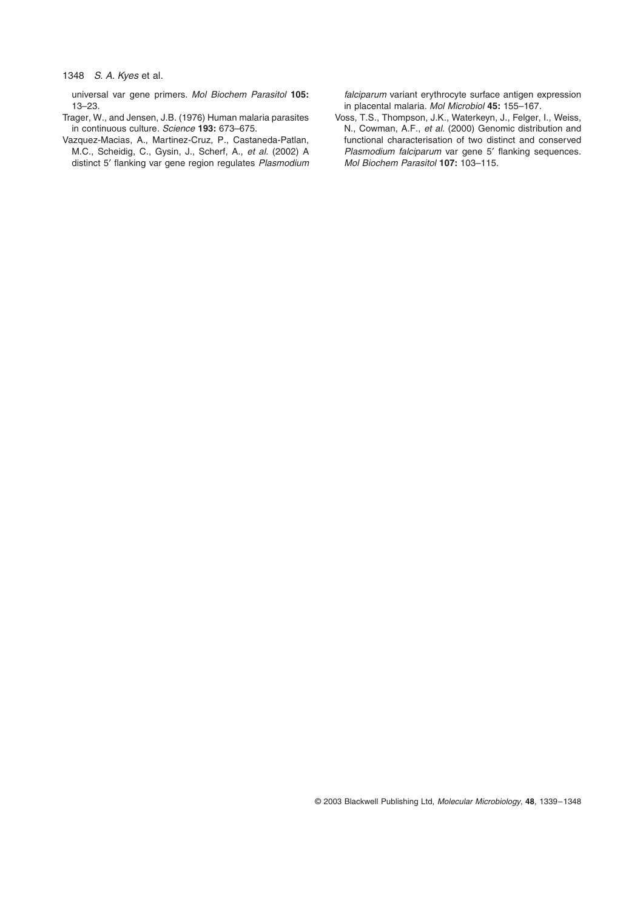universal var gene primers. *Mol Biochem Parasitol* **105:** 13–23.

Trager, W., and Jensen, J.B. (1976) Human malaria parasites in continuous culture. *Science* **193:** 673–675.

Vazquez-Macias, A., Martinez-Cruz, P., Castaneda-Patlan, M.C., Scheidig, C., Gysin, J., Scherf, A., *et al.* (2002) A distinct 5′ flanking var gene region regulates *Plasmodium falciparum* variant erythrocyte surface antigen expression in placental malaria. *Mol Microbiol* **45:** 155–167.

Voss, T.S., Thompson, J.K., Waterkeyn, J., Felger, I., Weiss, N., Cowman, A.F., *et al.* (2000) Genomic distribution and functional characterisation of two distinct and conserved *Plasmodium falciparum* var gene 5′ flanking sequences. *Mol Biochem Parasitol* **107:** 103–115.